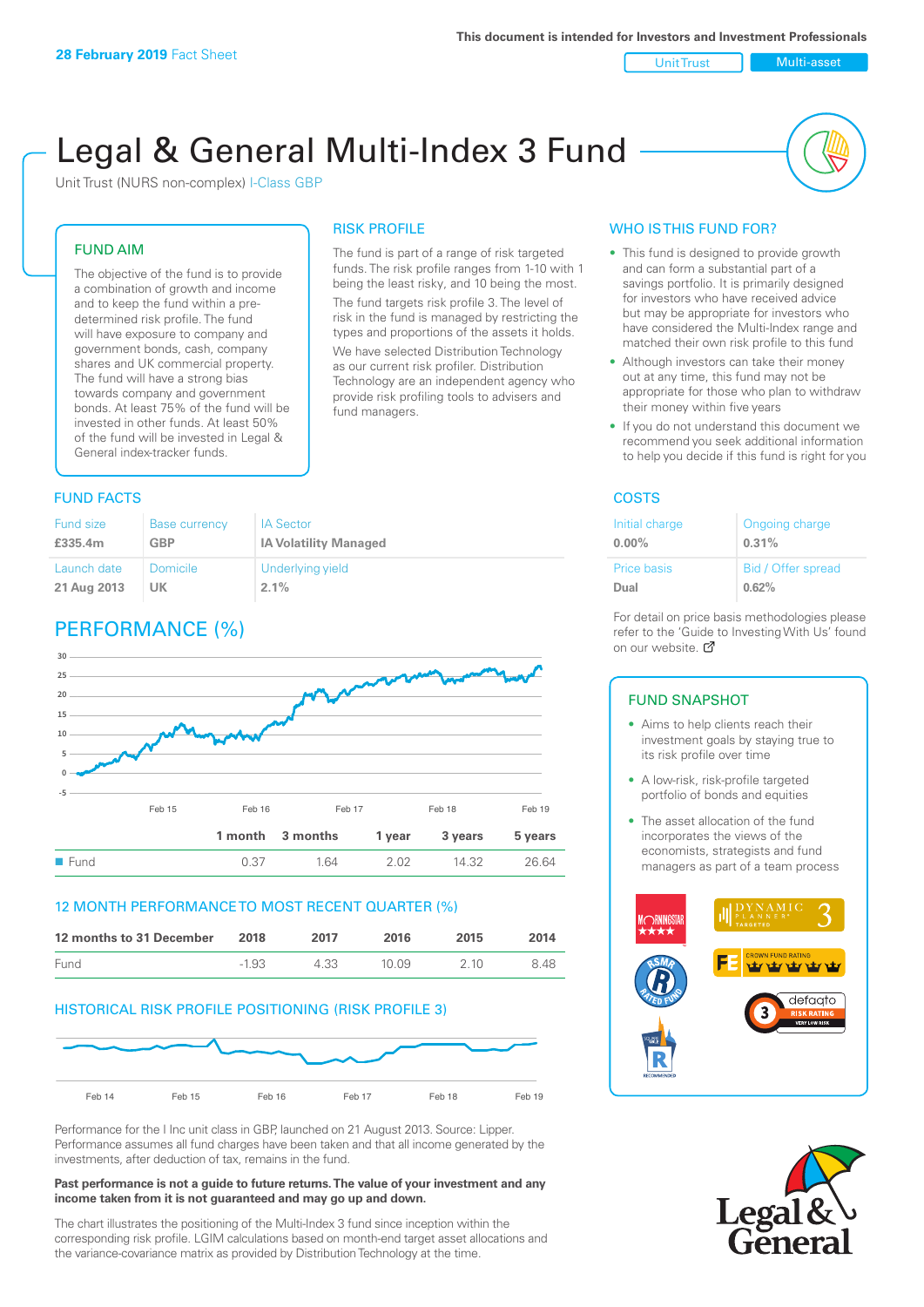**28 February 2019** Fact Sheet

This document is intended for Investors and Investment Professionals

Unit Trust | Multi-asset

# Legal & General Multi-Index 3 Fund

Unit Trust (NURS non-complex) I-Class GBP

## FUND AIM

The objective of the fund is to provide a combination of growth and income and to keep the fund within a pre-determined risk profile. The fund will have exposure to company and government bonds, cash, company shares and UK commercial property. The fund will have a strong bias towards company and government bonds. At least 75% of the fund will be invested in other funds. At least 50% of the fund will be invested in Legal & General index-tracker funds.

## RISK PROFILE

The fund is part of a range of risk targeted funds. The risk profile ranges from 1-10 with 1 being the least risky, and 10 being the most.

The fund targets risk profile 3. The level of risk in the fund is managed by restricting the types and proportions of the assets it holds.

We have selected Distribution Technology as our current risk profiler. Distribution Technology are an independent agency who provide risk profiling tools to advisers and fund managers.

## WHO IS THIS FUND FOR?

- This fund is designed to provide growth and can form a substantial part of a savings portfolio. It is primarily designed for investors who have received advice but may be appropriate for investors who have considered the Multi-Index range and matched their own risk profile to this fund
- Although investors can take their money out at any time, this fund may not be appropriate for those who plan to withdraw their money within five years
- If you do not understand this document we recommend you seek additional information to help you decide if this fund is right for you

## FUND FACTS

| Fund size | Base currency | IA Sector |
|---|---|---|
| £335.4m | GBP | IA Volatility Managed |
| **Launch date** | **Domicile** | **Underlying yield** |
| 21 Aug 2013 | UK | 2.1% |

## COSTS

| Initial charge | Ongoing charge |
|---|---|
| 0.00% | 0.31% |
| **Price basis** | **Bid / Offer spread** |
| Dual | 0.62% |

For detail on price basis methodologies please refer to the 'Guide to Investing With Us' found on our website.

## PERFORMANCE (%)

30
25
20
15
10
5
0
-5

Feb 15 Feb 16 Feb 17 Feb 18 Feb 19

| | 1 month | 3 months | 1 year | 3 years | 5 years |
|---|---|---|---|---|---|
| Fund | 0.37 | 1.64 | 2.02 | 14.32 | 26.64 |

## 12 MONTH PERFORMANCE TO MOST RECENT QUARTER (%)

| 12 months to 31 December | 2018 | 2017 | 2016 | 2015 | 2014 |
|---|---|---|---|---|---|
| Fund | -1.93 | 4.33 | 10.09 | 2.10 | 8.48 |

## HISTORICAL RISK PROFILE POSITIONING (RISK PROFILE 3)

Feb 14 Feb 15 Feb 16 Feb 17 Feb 18 Feb 19

Performance for the I Inc unit class in GBP, launched on 21 August 2013. Source: Lipper. Performance assumes all fund charges have been taken and that all income generated by the investments, after deduction of tax, remains in the fund.

**Past performance is not a guide to future returns. The value of your investment and any income taken from it is not guaranteed and may go up and down.**

The chart illustrates the positioning of the Multi-Index 3 fund since inception within the corresponding risk profile. LGIM calculations based on month-end target asset allocations and the variance-covariance matrix as provided by Distribution Technology at the time.

## FUND SNAPSHOT

- Aims to help clients reach their investment goals by staying true to its risk profile over time
- A low-risk, risk-profile targeted portfolio of bonds and equities
- The asset allocation of the fund incorporates the views of the economists, strategists and fund managers as part of a team process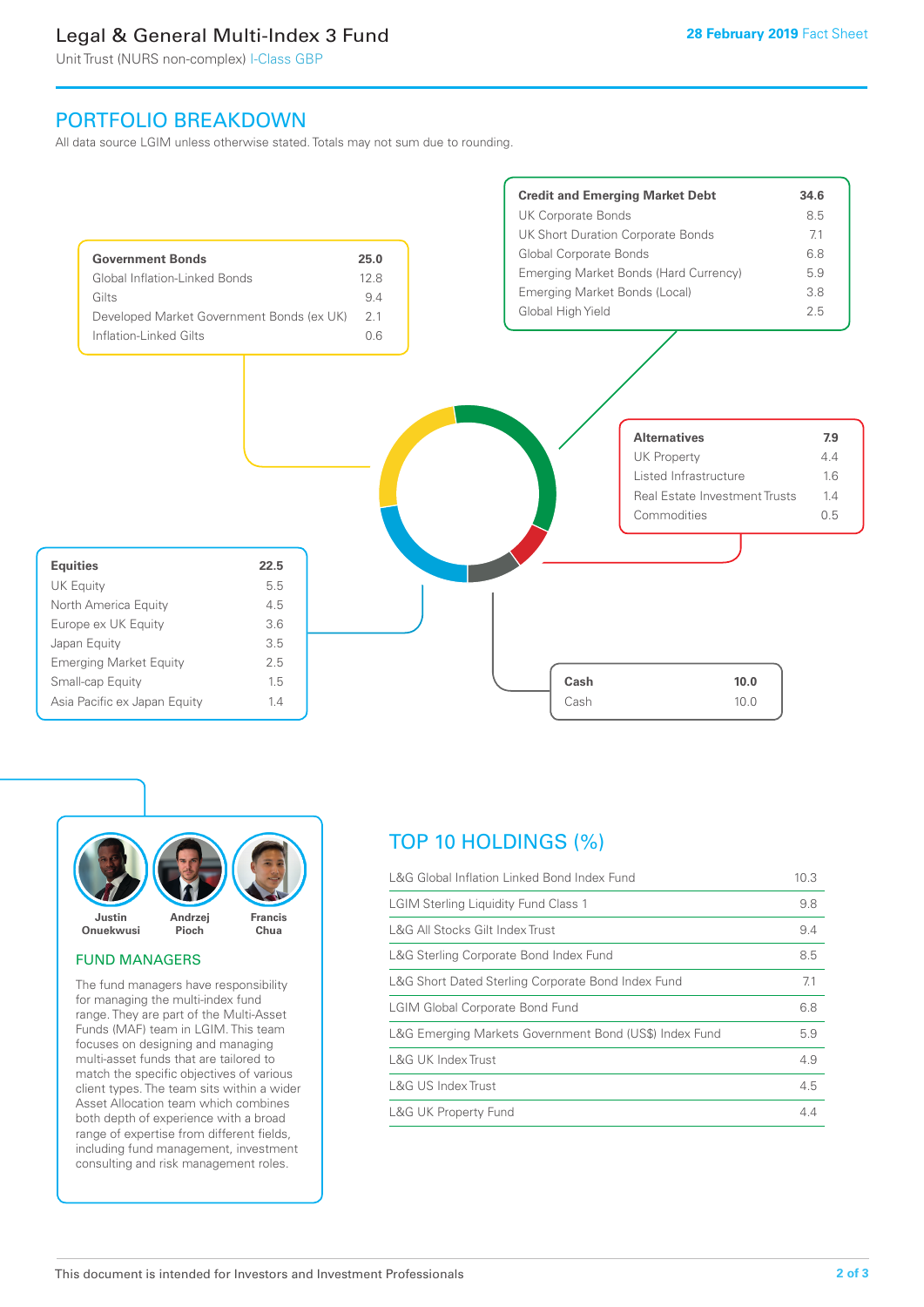## PORTFOLIO BREAKDOWN

All data source LGIM unless otherwise stated. Totals may not sum due to rounding.

| Government Bonds | 25.0 |
|---|---|
| Global Inflation-Linked Bonds | 12.8 |
| Gilts | 9.4 |
| Developed Market Government Bonds (ex UK) | 2.1 |
| Inflation-Linked Gilts | 0.6 |

| Credit and Emerging Market Debt | 34.6 |
|---|---|
| UK Corporate Bonds | 8.5 |
| UK Short Duration Corporate Bonds | 7.1 |
| Global Corporate Bonds | 6.8 |
| Emerging Market Bonds (Hard Currency) | 5.9 |
| Emerging Market Bonds (Local) | 3.8 |
| Global High Yield | 2.5 |

| Alternatives | 7.9 |
|---|---|
| UK Property | 4.4 |
| Listed Infrastructure | 1.6 |
| Real Estate Investment Trusts | 1.4 |
| Commodities | 0.5 |

| Equities | 22.5 |
|---|---|
| UK Equity | 5.5 |
| North America Equity | 4.5 |
| Europe ex UK Equity | 3.6 |
| Japan Equity | 3.5 |
| Emerging Market Equity | 2.5 |
| Small-cap Equity | 1.5 |
| Asia Pacific ex Japan Equity | 1.4 |

| Cash | 10.0 |
|---|---|
| Cash | 10.0 |

Justin Onuekwusi, Andrzej Pioch, Francis Chua

### FUND MANAGERS

The fund managers have responsibility for managing the multi-index fund range. They are part of the Multi-Asset Funds (MAF) team in LGIM. This team focuses on designing and managing multi-asset funds that are tailored to match the specific objectives of various client types. The team sits within a wider Asset Allocation team which combines both depth of experience with a broad range of expertise from different fields, including fund management, investment consulting and risk management roles.

## TOP 10 HOLDINGS (%)

| | |
|---|---|
| L&G Global Inflation Linked Bond Index Fund | 10.3 |
| LGIM Sterling Liquidity Fund Class 1 | 9.8 |
| L&G All Stocks Gilt Index Trust | 9.4 |
| L&G Sterling Corporate Bond Index Fund | 8.5 |
| L&G Short Dated Sterling Corporate Bond Index Fund | 7.1 |
| LGIM Global Corporate Bond Fund | 6.8 |
| L&G Emerging Markets Government Bond (US$) Index Fund | 5.9 |
| L&G UK Index Trust | 4.9 |
| L&G US Index Trust | 4.5 |
| L&G UK Property Fund | 4.4 |

This document is intended for Investors and Investment Professionals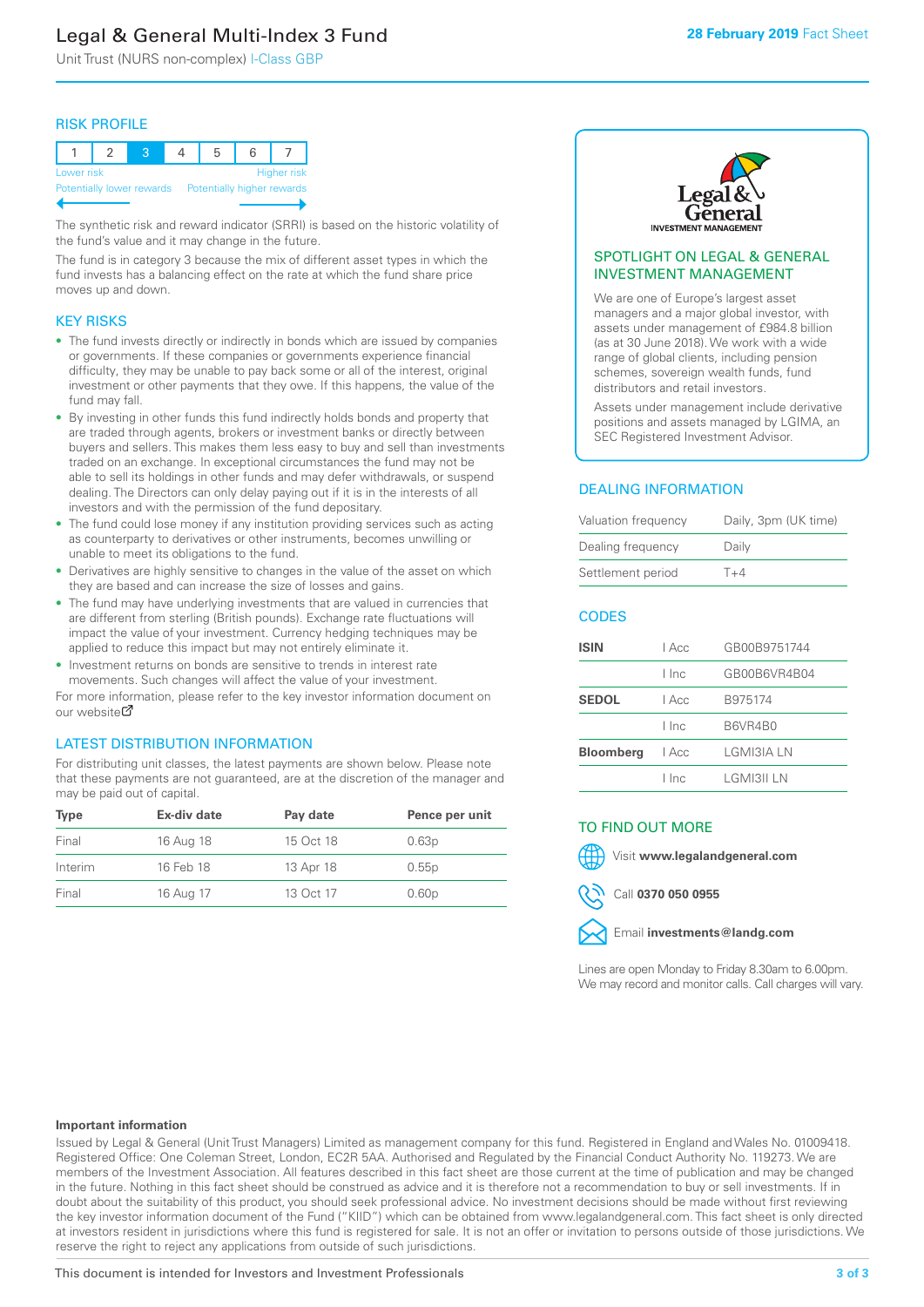# Legal & General Multi-Index 3 Fund

Unit Trust (NURS non-complex) I-Class GBP

**28 February 2019** Fact Sheet

## RISK PROFILE

| 1 | 2 | 3 | 4 | 5 | 6 | 7 |
|---|---|---|---|---|---|---|

Lower risk — Higher risk

Potentially lower rewards — Potentially higher rewards

The synthetic risk and reward indicator (SRRI) is based on the historic volatility of the fund's value and it may change in the future.

The fund is in category 3 because the mix of different asset types in which the fund invests has a balancing effect on the rate at which the fund share price moves up and down.

## KEY RISKS

- The fund invests directly or indirectly in bonds which are issued by companies or governments. If these companies or governments experience financial difficulty, they may be unable to pay back some or all of the interest, original investment or other payments that they owe. If this happens, the value of the fund may fall.
- By investing in other funds this fund indirectly holds bonds and property that are traded through agents, brokers or investment banks or directly between buyers and sellers. This makes them less easy to buy and sell than investments traded on an exchange. In exceptional circumstances the fund may not be able to sell its holdings in other funds and may defer withdrawals, or suspend dealing. The Directors can only delay paying out if it is in the interests of all investors and with the permission of the fund depositary.
- The fund could lose money if any institution providing services such as acting as counterparty to derivatives or other instruments, becomes unwilling or unable to meet its obligations to the fund.
- Derivatives are highly sensitive to changes in the value of the asset on which they are based and can increase the size of losses and gains.
- The fund may have underlying investments that are valued in currencies that are different from sterling (British pounds). Exchange rate fluctuations will impact the value of your investment. Currency hedging techniques may be applied to reduce this impact but may not entirely eliminate it.
- Investment returns on bonds are sensitive to trends in interest rate movements. Such changes will affect the value of your investment.

For more information, please refer to the key investor information document on our website

## LATEST DISTRIBUTION INFORMATION

For distributing unit classes, the latest payments are shown below. Please note that these payments are not guaranteed, are at the discretion of the manager and may be paid out of capital.

| Type | Ex-div date | Pay date | Pence per unit |
|---|---|---|---|
| Final | 16 Aug 18 | 15 Oct 18 | 0.63p |
| Interim | 16 Feb 18 | 13 Apr 18 | 0.55p |
| Final | 16 Aug 17 | 13 Oct 17 | 0.60p |

## SPOTLIGHT ON LEGAL & GENERAL INVESTMENT MANAGEMENT

We are one of Europe's largest asset managers and a major global investor, with assets under management of £984.8 billion (as at 30 June 2018). We work with a wide range of global clients, including pension schemes, sovereign wealth funds, fund distributors and retail investors.

Assets under management include derivative positions and assets managed by LGIMA, an SEC Registered Investment Advisor.

## DEALING INFORMATION

| | |
|---|---|
| Valuation frequency | Daily, 3pm (UK time) |
| Dealing frequency | Daily |
| Settlement period | T+4 |

## CODES

| | | |
|---|---|---|
| **ISIN** | I Acc | GB00B9751744 |
| | I Inc | GB00B6VR4B04 |
| **SEDOL** | I Acc | B975174 |
| | I Inc | B6VR4B0 |
| **Bloomberg** | I Acc | LGMI3IA LN |
| | I Inc | LGMI3II LN |

## TO FIND OUT MORE

Visit **www.legalandgeneral.com**

Call **0370 050 0955**

Email **investments@landg.com**

Lines are open Monday to Friday 8.30am to 6.00pm. We may record and monitor calls. Call charges will vary.

**Important information**

Issued by Legal & General (Unit Trust Managers) Limited as management company for this fund. Registered in England and Wales No. 01009418. Registered Office: One Coleman Street, London, EC2R 5AA. Authorised and Regulated by the Financial Conduct Authority No. 119273. We are members of the Investment Association. All features described in this fact sheet are those current at the time of publication and may be changed in the future. Nothing in this fact sheet should be construed as advice and it is therefore not a recommendation to buy or sell investments. If in doubt about the suitability of this product, you should seek professional advice. No investment decisions should be made without first reviewing the key investor information document of the Fund ("KIID") which can be obtained from www.legalandgeneral.com. This fact sheet is only directed at investors resident in jurisdictions where this fund is registered for sale. It is not an offer or invitation to persons outside of those jurisdictions. We reserve the right to reject any applications from outside of such jurisdictions.

This document is intended for Investors and Investment Professionals